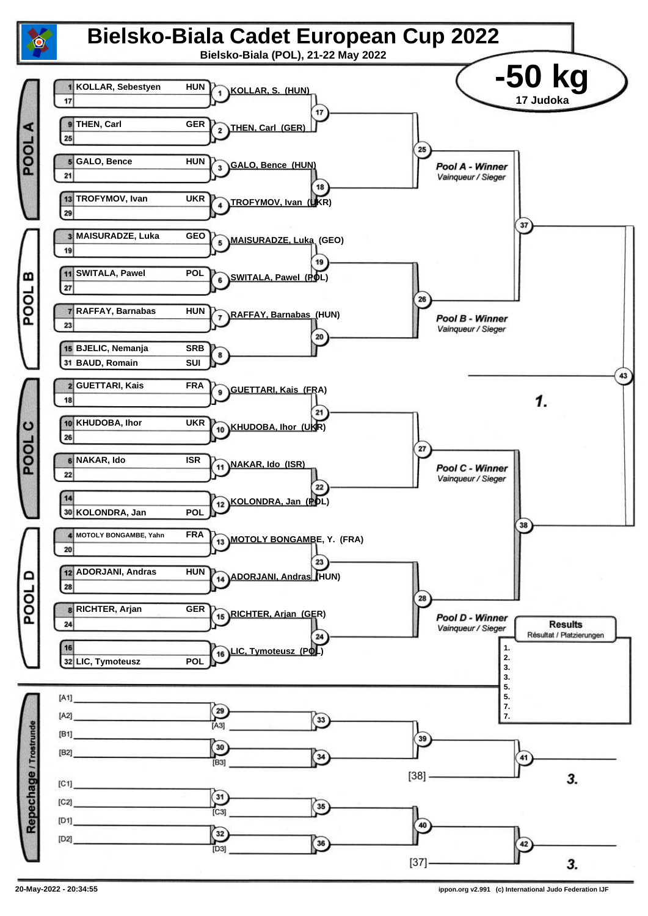# Bielsko-Biala Cadet European Cup 2022

**Bielsko-Biala (POL), 21-22 May 2022**

## -50 kg

**17 Judoka**

### POOL A

| Seed | Name | Nation |
|---|---|---|
| 1 | KOLLAR, Sebestyen | HUN |
| 17 | | |
| 9 | THEN, Carl | GER |
| 25 | | |
| 5 | GALO, Bence | HUN |
| 21 | | |
| 13 | TROFYMOV, Ivan | UKR |
| 29 | | |

- 1: KOLLAR, S. (HUN)
- 2: THEN, Carl (GER)
- 3: GALO, Bence (HUN)
- 4: TROFYMOV, Ivan (UKR)
- 17
- 18
- 25

*Pool A - Winner* / *Vainqueur / Sieger*

### POOL B

| Seed | Name | Nation |
|---|---|---|
| 3 | MAISURADZE, Luka | GEO |
| 19 | | |
| 11 | SWITALA, Pawel | POL |
| 27 | | |
| 7 | RAFFAY, Barnabas | HUN |
| 23 | | |
| 15 | BJELIC, Nemanja | SRB |
| 31 | BAUD, Romain | SUI |

- 5: MAISURADZE, Luka (GEO)
- 6: SWITALA, Pawel (POL)
- 7: RAFFAY, Barnabas (HUN)
- 8
- 19
- 20
- 26

*Pool B - Winner* / *Vainqueur / Sieger*

- 37

### POOL C

| Seed | Name | Nation |
|---|---|---|
| 2 | GUETTARI, Kais | FRA |
| 18 | | |
| 10 | KHUDOBA, Ihor | UKR |
| 26 | | |
| 6 | NAKAR, Ido | ISR |
| 22 | | |
| 14 | | |
| 30 | KOLONDRA, Jan | POL |

- 9: GUETTARI, Kais (FRA)
- 10: KHUDOBA, Ihor (UKR)
- 11: NAKAR, Ido (ISR)
- 12: KOLONDRA, Jan (POL)
- 21
- 22
- 27

*Pool C - Winner* / *Vainqueur / Sieger*

### POOL D

| Seed | Name | Nation |
|---|---|---|
| 4 | MOTOLY BONGAMBE, Yahn | FRA |
| 20 | | |
| 12 | ADORJANI, Andras | HUN |
| 28 | | |
| 8 | RICHTER, Arjan | GER |
| 24 | | |
| 16 | | |
| 32 | LIC, Tymoteusz | POL |

- 13: MOTOLY BONGAMBE, Y. (FRA)
- 14: ADORJANI, Andras (HUN)
- 15: RICHTER, Arjan (GER)
- 16: LIC, Tymoteusz (POL)
- 23
- 24
- 28

*Pool D - Winner* / *Vainqueur / Sieger*

- 38
- 43

**1.**

### Results
Résultat / Platzierungen

1.
2.
3.
3.
5.
5.
7.
7.

### Repechage / Trostrunde

- [A1] / [A2] → 29 → vs [A3] → 33
- [B1] / [B2] → 30 → vs [B3] → 34
- 33 / 34 → 39
- 39 vs [38] → 41 → **3.**
- [C1] / [C2] → 31 → vs [C3] → 35
- [D1] / [D2] → 32 → vs [D3] → 36
- 35 / 36 → 40
- 40 vs [37] → 42 → **3.**

20-May-2022 - 20:34:55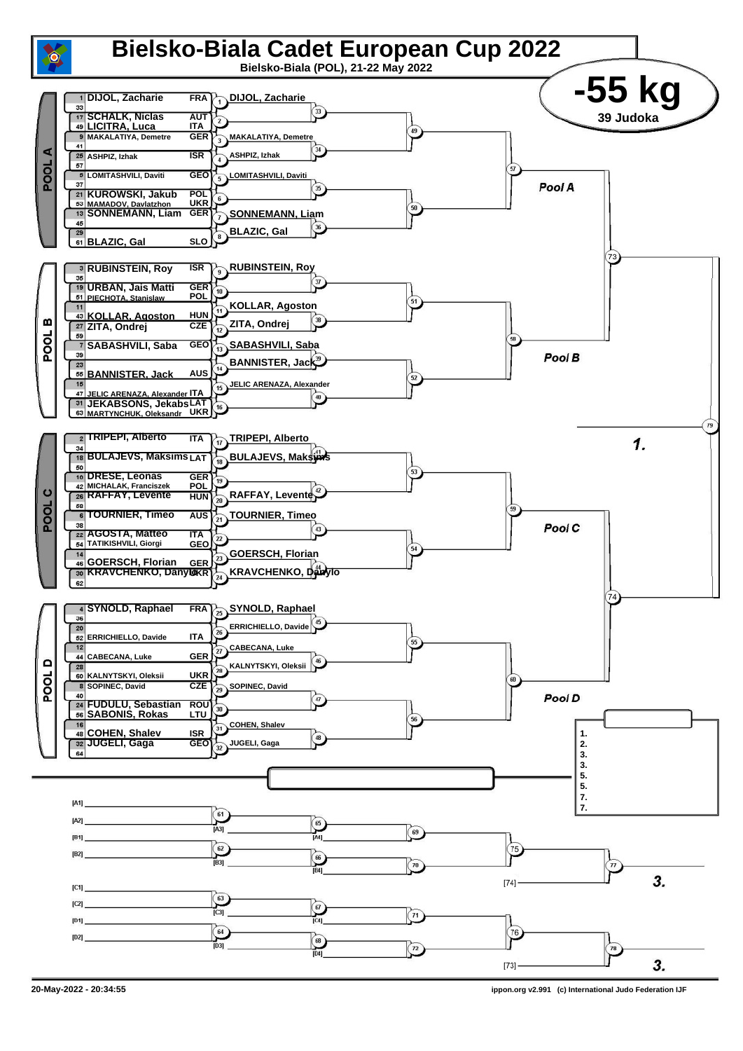# Bielsko-Biala Cadet European Cup 2022

**Bielsko-Biala (POL), 21-22 May 2022**

## -55 kg

**39 Judoka**

### POOL A

| Seed | Name | Country |
|---|---|---|
| 1 | DIJOL, Zacharie | FRA |
| 33 | | |
| 17 | SCHALK, Niclas | AUT |
| 49 | LICITRA, Luca | ITA |
| 9 | MAKALATIYA, Demetre | GER |
| 41 | | |
| 25 | ASHPIZ, Izhak | ISR |
| 57 | | |
| 5 | LOMITASHVILI, Daviti | GEO |
| 37 | | |
| 21 | KUROWSKI, Jakub | POL |
| 53 | MAMADOV, Davlatzhon | UKR |
| 13 | SONNEMANN, Liam | GER |
| 45 | | |
| 29 | | |
| 61 | BLAZIC, Gal | SLO |

Round 1 winners: (1) DIJOL, Zacharie; (3) MAKALATIYA, Demetre; (4) ASHPIZ, Izhak; (5) LOMITASHVILI, Daviti; (7) SONNEMANN, Liam; (8) BLAZIC, Gal

### POOL B

| Seed | Name | Country |
|---|---|---|
| 3 | RUBINSTEIN, Roy | ISR |
| 35 | | |
| 19 | URBAN, Jais Matti | GER |
| 51 | PIECHOTA, Stanislaw | POL |
| 11 | | |
| 43 | KOLLAR, Agoston | HUN |
| 27 | ZITA, Ondrej | CZE |
| 59 | | |
| 7 | SABASHVILI, Saba | GEO |
| 39 | | |
| 23 | | |
| 55 | BANNISTER, Jack | AUS |
| 15 | | |
| 47 | JELIC ARENAZA, Alexander | ITA |
| 31 | JEKABSONS, Jekabs | LAT |
| 63 | MARTYNCHUK, Oleksandr | UKR |

Round 1 winners: (9) RUBINSTEIN, Roy; (11) KOLLAR, Agoston; (12) ZITA, Ondrej; (13) SABASHVILI, Saba; (14) BANNISTER, Jack; (15) JELIC ARENAZA, Alexander

### POOL C

| Seed | Name | Country |
|---|---|---|
| 2 | TRIPEPI, Alberto | ITA |
| 34 | | |
| 18 | BULAJEVS, Maksims | LAT |
| 50 | | |
| 10 | DRESE, Leonas | GER |
| 42 | MICHALAK, Franciszek | POL |
| 26 | RAFFAY, Levente | HUN |
| 58 | | |
| 6 | TOURNIER, Timeo | AUS |
| 38 | | |
| 22 | AGOSTA, Matteo | ITA |
| 54 | TATIKISHVILI, Giorgi | GEO |
| 14 | | |
| 46 | GOERSCH, Florian | GER |
| 30 | KRAVCHENKO, Danylo | UKR |
| 62 | | |

Round 1 winners: (17) TRIPEPI, Alberto; (18) BULAJEVS, Maksims; (20) RAFFAY, Levente; (21) TOURNIER, Timeo; (23) GOERSCH, Florian; (24) KRAVCHENKO, Danylo

### POOL D

| Seed | Name | Country |
|---|---|---|
| 4 | SYNOLD, Raphael | FRA |
| 36 | | |
| 20 | | |
| 52 | ERRICHIELLO, Davide | ITA |
| 12 | | |
| 44 | CABECANA, Luke | GER |
| 28 | | |
| 60 | KALNYTSKYI, Oleksii | UKR |
| 8 | SOPINEC, David | CZE |
| 40 | | |
| 24 | FUDULU, Sebastian | ROU |
| 56 | SABONIS, Rokas | LTU |
| 16 | | |
| 48 | COHEN, Shalev | ISR |
| 32 | JUGELI, Gaga | GEO |
| 64 | | |

Round 1 winners: (25) SYNOLD, Raphael; (26) ERRICHIELLO, Davide; (27) CABECANA, Luke; (28) KALNYTSKYI, Oleksii; (29) SOPINEC, David; (31) COHEN, Shalev; (32) JUGELI, Gaga

### Final / Repechage

1.

Results:
1.
2.
3.
3.
5.
5.
7.
7.

Repechage: [A1], [A2], [B1], [B2], [C1], [C2], [D1], [D2]; [A3], [A4], [B3], [B4], [C3], [C4], [D3], [D4]; [74] 3.; [73] 3.

20-May-2022 - 20:34:55

ippon.org v2.991 (c) International Judo Federation IJF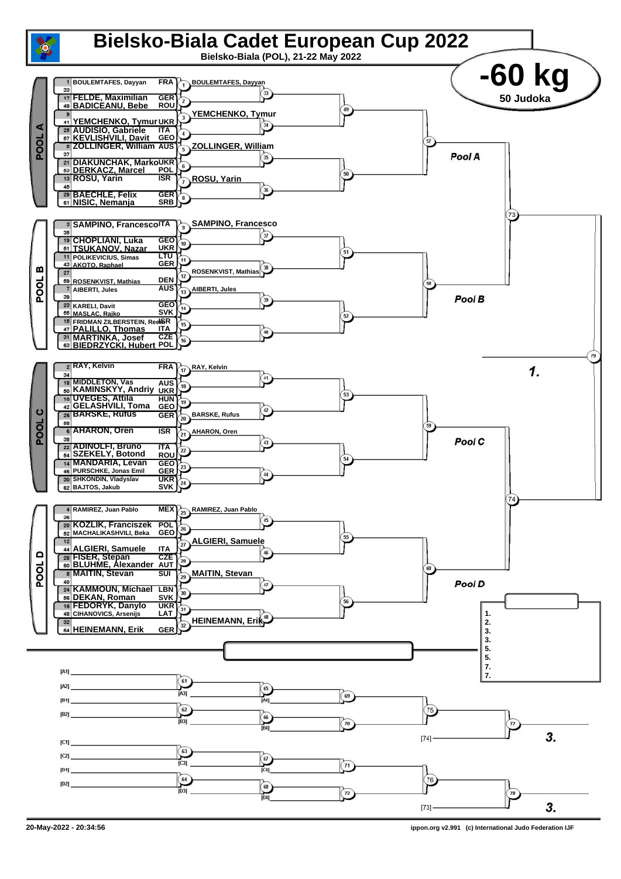# Bielsko-Biala Cadet European Cup 2022

Bielsko-Biala (POL), 21-22 May 2022

## -60 kg

50 Judoka

### POOL A

| Seed | Name | Nation | Match | Winner |
|---|---|---|---|---|
| 1 | BOULEMTAFES, Dayyan | FRA | 1 | BOULEMTAFES, Dayyan |
| 33 | | | | |
| 17 | FELDE, Maximilian | GER | 2 | |
| 49 | BADICEANU, Bebe | ROU | | |
| 9 | | | 3 | YEMCHENKO, Tymur |
| 41 | YEMCHENKO, Tymur | UKR | | |
| 25 | AUDISIO, Gabriele | ITA | 4 | |
| 57 | KEVLISHVILI, Davit | GEO | | |
| 5 | ZOLLINGER, William | AUS | 5 | ZOLLINGER, William |
| 37 | | | | |
| 21 | DIAKUNCHAK, Marko | UKR | 6 | |
| 53 | DERKACZ, Marcel | POL | | |
| 13 | ROSU, Yarin | ISR | 7 | ROSU, Yarin |
| 45 | | | | |
| 29 | BAECHLE, Felix | GER | 8 | |
| 61 | NISIC, Nemanja | SRB | | |

### POOL B

| Seed | Name | Nation | Match | Winner |
|---|---|---|---|---|
| 3 | SAMPINO, Francesco | ITA | 9 | SAMPINO, Francesco |
| 35 | | | | |
| 19 | CHOPLIANI, Luka | GEO | 10 | |
| 51 | TSUKANOV, Nazar | UKR | | |
| 11 | POLIKEVICIUS, Simas | LTU | 11 | |
| 43 | AKOTO, Raphael | GER | | |
| 27 | | | 12 | ROSENKVIST, Mathias |
| 59 | ROSENKVIST, Mathias | DEN | | |
| 7 | AIBERTI, Jules | AUS | 13 | AIBERTI, Jules |
| 39 | | | | |
| 23 | KARELI, Davit | GEO | 14 | |
| 55 | MASLAC, Rajko | SVK | | |
| 15 | FRIDMAN ZILBERSTEIN, Reef | ISR | 15 | |
| 47 | PALILLO, Thomas | ITA | | |
| 31 | MARTINKA, Josef | CZE | 16 | |
| 63 | BIEDRZYCKI, Hubert | POL | | |

### POOL C

| Seed | Name | Nation | Match | Winner |
|---|---|---|---|---|
| 2 | RAY, Kelvin | FRA | 17 | RAY, Kelvin |
| 34 | | | | |
| 18 | MIDDLETON, Vas | AUS | 18 | |
| 50 | KAMINSKYY, Andriy | UKR | | |
| 10 | UVEGES, Attila | HUN | 19 | |
| 42 | GELASHVILI, Toma | GEO | | |
| 26 | BARSKE, Rufus | GER | 20 | BARSKE, Rufus |
| 58 | | | | |
| 6 | AHARON, Oren | ISR | 21 | AHARON, Oren |
| 38 | | | | |
| 22 | ADINOLFI, Bruno | ITA | 22 | |
| 54 | SZEKELY, Botond | ROU | | |
| 14 | MANDARIA, Levan | GEO | 23 | |
| 46 | PURSCHKE, Jonas Emil | GER | | |
| 30 | SHKONDIN, Vladyslav | UKR | 24 | |
| 62 | BAJTOS, Jakub | SVK | | |

### POOL D

| Seed | Name | Nation | Match | Winner |
|---|---|---|---|---|
| 4 | RAMIREZ, Juan Pablo | MEX | 25 | RAMIREZ, Juan Pablo |
| 36 | | | | |
| 20 | KOZLIK, Franciszek | POL | 26 | |
| 52 | MACHALIKASHVILI, Beka | GEO | | |
| 12 | | | 27 | ALGIERI, Samuele |
| 44 | ALGIERI, Samuele | ITA | | |
| 28 | FISER, Stepan | CZE | 28 | |
| 60 | BLUHME, Alexander | AUT | | |
| 8 | MAITIN, Stevan | SUI | 29 | MAITIN, Stevan |
| 40 | | | | |
| 24 | KAMMOUN, Michael | LBN | 30 | |
| 56 | DEKAN, Roman | SVK | | |
| 16 | FEDORYK, Danylo | UKR | 31 | |
| 48 | CIHANOVICS, Arsenijs | LAT | | |
| 32 | | | 32 | HEINEMANN, Erik |
| 64 | HEINEMANN, Erik | GER | | |

Pool A / Pool B / Pool C / Pool D

1.

Results:
1.
2.
3.
3.
5.
5.
7.
7.

Repechage: [A1] [A2] [B1] [B2] [C1] [C2] [D1] [D2] — [74] 3. — [73] 3.

20-May-2022 - 20:34:56

ippon.org v2.991 (c) International Judo Federation IJF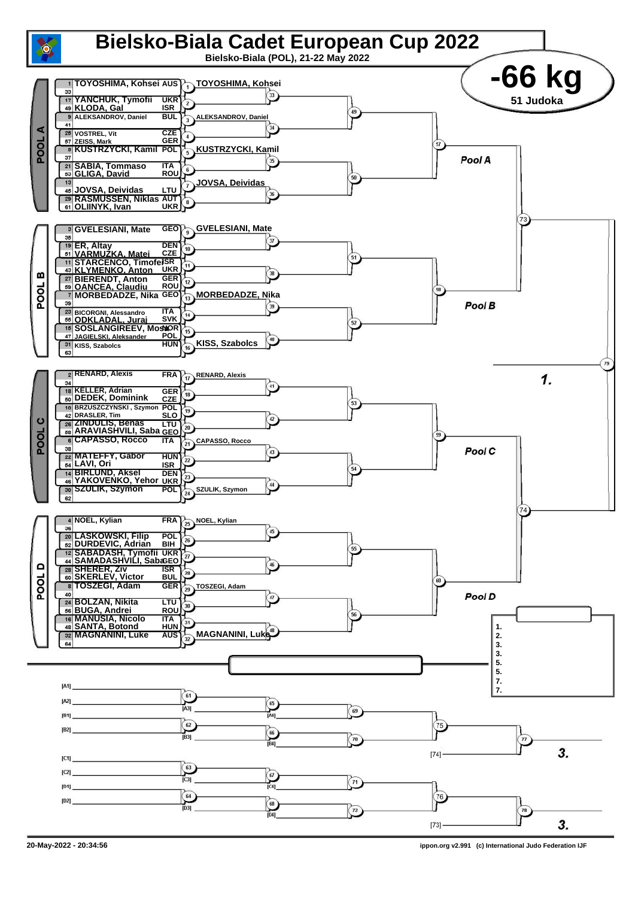# Bielsko-Biala Cadet European Cup 2022

Bielsko-Biala (POL), 21-22 May 2022

## -66 kg

51 Judoka

### POOL A

| Seed | Name | Country | Match | Winner |
|---|---|---|---|---|
| 1 | TOYOSHIMA, Kohsei | AUS | 1 | TOYOSHIMA, Kohsei |
| 33 | | | | |
| 17 | YANCHUK, Tymofii | UKR | 2 | |
| 49 | KLODA, Gal | ISR | | |
| 9 | ALEKSANDROV, Daniel | BUL | 3 | ALEKSANDROV, Daniel |
| 41 | | | | |
| 25 | VOSTREL, Vit | CZE | 4 | |
| 57 | ZEISS, Mark | GER | | |
| 5 | KUSTRZYCKI, Kamil | POL | 5 | KUSTRZYCKI, Kamil |
| 37 | | | | |
| 21 | SABIA, Tommaso | ITA | 6 | |
| 53 | GLIGA, David | ROU | | |
| 13 | | | 7 | JOVSA, Deividas |
| 45 | JOVSA, Deividas | LTU | | |
| 29 | RASMUSSEN, Niklas | AUT | 8 | |
| 61 | OLIINYK, Ivan | UKR | | |

### POOL B

| Seed | Name | Country | Match | Winner |
|---|---|---|---|---|
| 3 | GVELESIANI, Mate | GEO | 9 | GVELESIANI, Mate |
| 35 | | | | |
| 19 | ER, Altay | DEN | 10 | |
| 51 | VARMUZKA, Matej | CZE | | |
| 11 | STARCENCO, Timofei | ISR | 11 | |
| 43 | KLYMENKO, Anton | UKR | | |
| 27 | BIERENDT, Anton | GER | 12 | |
| 59 | OANCEA, Claudiu | ROU | | |
| 7 | MORBEDADZE, Nika | GEO | 13 | MORBEDADZE, Nika |
| 39 | | | | |
| 23 | BICORGNI, Alessandro | ITA | 14 | |
| 55 | ODKLADAL, Juraj | SVK | | |
| 15 | SOSLANGIREEV, Mosk | NOR | 15 | |
| 47 | JAGIELSKI, Aleksander | POL | | |
| 31 | KISS, Szabolcs | HUN | 16 | KISS, Szabolcs |
| 63 | | | | |

### POOL C

| Seed | Name | Country | Match | Winner |
|---|---|---|---|---|
| 2 | RENARD, Alexis | FRA | 17 | RENARD, Alexis |
| 34 | | | | |
| 18 | KELLER, Adrian | GER | 18 | |
| 50 | DEDEK, Dominink | CZE | | |
| 10 | BRZUSZCZYNSKI, Szymon | POL | 19 | |
| 42 | DRASLER, Tim | SLO | | |
| 26 | ZINDULIS, Benas | LTU | 20 | |
| 58 | ARAVIASHVILI, Saba | GEO | | |
| 6 | CAPASSO, Rocco | ITA | 21 | CAPASSO, Rocco |
| 38 | | | | |
| 22 | MATEFFY, Gabor | HUN | 22 | |
| 54 | LAVI, Ori | ISR | | |
| 14 | BIRLUND, Aksel | DEN | 23 | |
| 46 | YAKOVENKO, Yehor | UKR | | |
| 30 | SZULIK, Szymon | POL | 24 | SZULIK, Szymon |
| 62 | | | | |

### POOL D

| Seed | Name | Country | Match | Winner |
|---|---|---|---|---|
| 4 | NOEL, Kylian | FRA | 25 | NOEL, Kylian |
| 36 | | | | |
| 20 | LASKOWSKI, Filip | POL | 26 | |
| 52 | DURDEVIC, Adrian | BIH | | |
| 12 | SABADASH, Tymofii | UKR | 27 | |
| 44 | SAMADASHVILI, Saba | GEO | | |
| 28 | SHERER, Ziv | ISR | 28 | |
| 60 | SKERLEV, Victor | BUL | | |
| 8 | TOSZEGI, Adam | GER | 29 | TOSZEGI, Adam |
| 40 | | | | |
| 24 | BOLZAN, Nikita | LTU | 30 | |
| 56 | BUGA, Andrei | ROU | | |
| 16 | MANUSIA, Nicolo | ITA | 31 | |
| 48 | SANTA, Botond | HUN | | |
| 32 | MAGNANINI, Luke | AUS | 32 | MAGNANINI, Luke |
| 64 | | | | |

Pool A · Pool B · Pool C · Pool D · 1.

Final standings: 1. 2. 3. 3. 5. 5. 7. 7.

### Repechage

[A1] [A2] — 61 → [A3] — 65 → [A4] — 69 → 75 → 77 — [74] — 3.

[B1] [B2] — 62 → [B3] — 66 → [B4] — 70

[C1] [C2] — 63 → [C3] — 67 → [C4] — 71 → 76 → 78 — [73] — 3.

[D1] [D2] — 64 → [D3] — 68 → [D4] — 72

20-May-2022 - 20:34:56 · ippon.org v2.991 (c) International Judo Federation IJF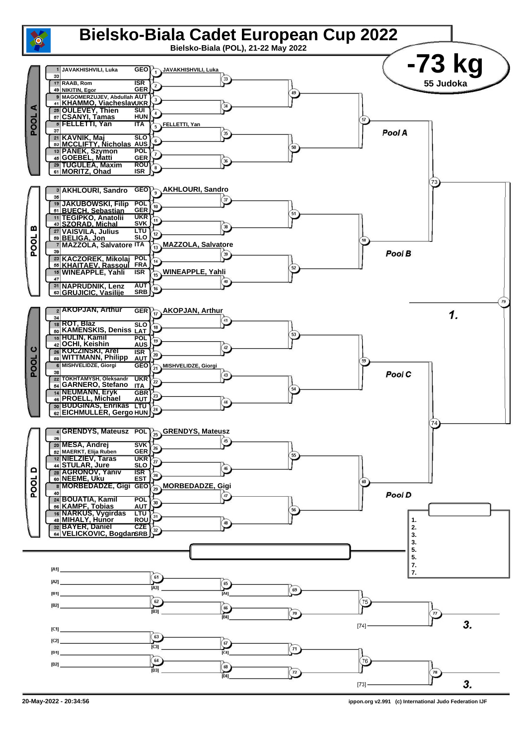# Bielsko-Biala Cadet European Cup 2022

Bielsko-Biala (POL), 21-22 May 2022

## -73 kg

55 Judoka

### POOL A

| Seed | Name | Country | Match |
|---|---|---|---|
| 1 | JAVAKHISHVILI, Luka | GEO | 1 |
| 33 | | | |
| 17 | RAAB, Rom | ISR | 2 |
| 49 | NIKITIN, Egor | GER | |
| 9 | MAGOMERZUJEV, Abdullah | AUT | 3 |
| 41 | KHAMMO, Viacheslav | UKR | |
| 25 | OULEVEY, Thien | SUI | 4 |
| 57 | CSANYI, Tamas | HUN | |
| 5 | FELLETTI, Yan | ITA | 5 |
| 37 | | | |
| 21 | KAVNIK, Maj | SLO | 6 |
| 53 | MCCLIFTY, Nicholas | AUS | |
| 13 | PANEK, Szymon | POL | 7 |
| 45 | GOEBEL, Matti | GER | |
| 29 | TUGULEA, Maxim | ROU | 8 |
| 61 | MORITZ, Ohad | ISR | |

Winners: 1 – JAVAKHISHVILI, Luka; 5 – FELLETTI, Yan

### POOL B

| Seed | Name | Country | Match |
|---|---|---|---|
| 3 | AKHLOURI, Sandro | GEO | 9 |
| 35 | | | |
| 19 | JAKUBOWSKI, Filip | POL | 10 |
| 51 | BUECH, Sebastian | GER | |
| 11 | TEGIPKO, Anatolii | UKR | 11 |
| 43 | SZORAD, Michal | SVK | |
| 27 | VAISVILA, Julius | LTU | 12 |
| 59 | BELIGA, Jon | SLO | |
| 7 | MAZZOLA, Salvatore | ITA | 13 |
| 39 | | | |
| 23 | KACZOREK, Mikolaj | POL | 14 |
| 55 | KHAITAEV, Rassoul | FRA | |
| 15 | WINEAPPLE, Yahli | ISR | 15 |
| 47 | | | |
| 31 | NAPRUDNIK, Lenz | AUT | 16 |
| 63 | GRUJICIC, Vasilije | SRB | |

Winners: 9 – AKHLOURI, Sandro; 13 – MAZZOLA, Salvatore; 15 – WINEAPPLE, Yahli

### POOL C

| Seed | Name | Country | Match |
|---|---|---|---|
| 2 | AKOPJAN, Arthur | GER | 17 |
| 34 | | | |
| 18 | ROT, Blaz | SLO | 18 |
| 50 | KAMENSKIS, Deniss | LAT | |
| 10 | HULIN, Kamil | POL | 19 |
| 42 | OCHI, Keishin | AUS | |
| 26 | KOCZINSKI, Arel | ISR | 20 |
| 58 | WITTMANN, Philipp | AUT | |
| 6 | MISHVELIDZE, Giorgi | GEO | 21 |
| 38 | | | |
| 22 | TOKHTAMYSH, Oleksandr | UKR | 22 |
| 54 | GARNERO, Stefano | ITA | |
| 14 | NEUMANN, Eryk | GBR | 23 |
| 46 | PROELL, Michael | AUT | |
| 30 | BUDGINAS, Enrikas | LTU | 24 |
| 62 | EICHMULLER, Gergo | HUN | |

Winners: 17 – AKOPJAN, Arthur; 21 – MISHVELIDZE, Giorgi

### POOL D

| Seed | Name | Country | Match |
|---|---|---|---|
| 4 | GRENDYS, Mateusz | POL | 25 |
| 36 | | | |
| 20 | MESA, Andrej | SVK | 26 |
| 52 | MAERKT, Elija Ruben | GER | |
| 12 | NIELZIEV, Taras | UKR | 27 |
| 44 | STULAR, Jure | SLO | |
| 28 | AGRONOV, Yaniv | ISR | 28 |
| 60 | NEEME, Uku | EST | |
| 8 | MORBEDADZE, Gigi | GEO | 29 |
| 40 | | | |
| 24 | BOUATIA, Kamil | POL | 30 |
| 56 | KAMPF, Tobias | AUT | |
| 16 | NARKUS, Vygirdas | LTU | 31 |
| 48 | MIHALY, Hunor | ROU | |
| 32 | BAYER, Daniel | CZE | 32 |
| 64 | VELICKOVIC, Bogdan | SRB | |

Winners: 25 – GRENDYS, Mateusz; 29 – MORBEDADZE, Gigi

### Results

1.
2.
3.
3.
5.
5.
7.
7.

### Repechage

[A1] [A2] – 61 – [A3] – 65 – [A4] – 69 – 75 – 77 – [74] – 3.

[B1] [B2] – 62 – [B3] – 66 – [B4] – 70

[C1] [C2] – 63 – [C3] – 67 – [C4] – 71 – 76 – 78 – [73] – 3.

[D1] [D2] – 64 – [D3] – 68 – [D4] – 72

20-May-2022 - 20:34:56

ippon.org v2.991 (c) International Judo Federation IJF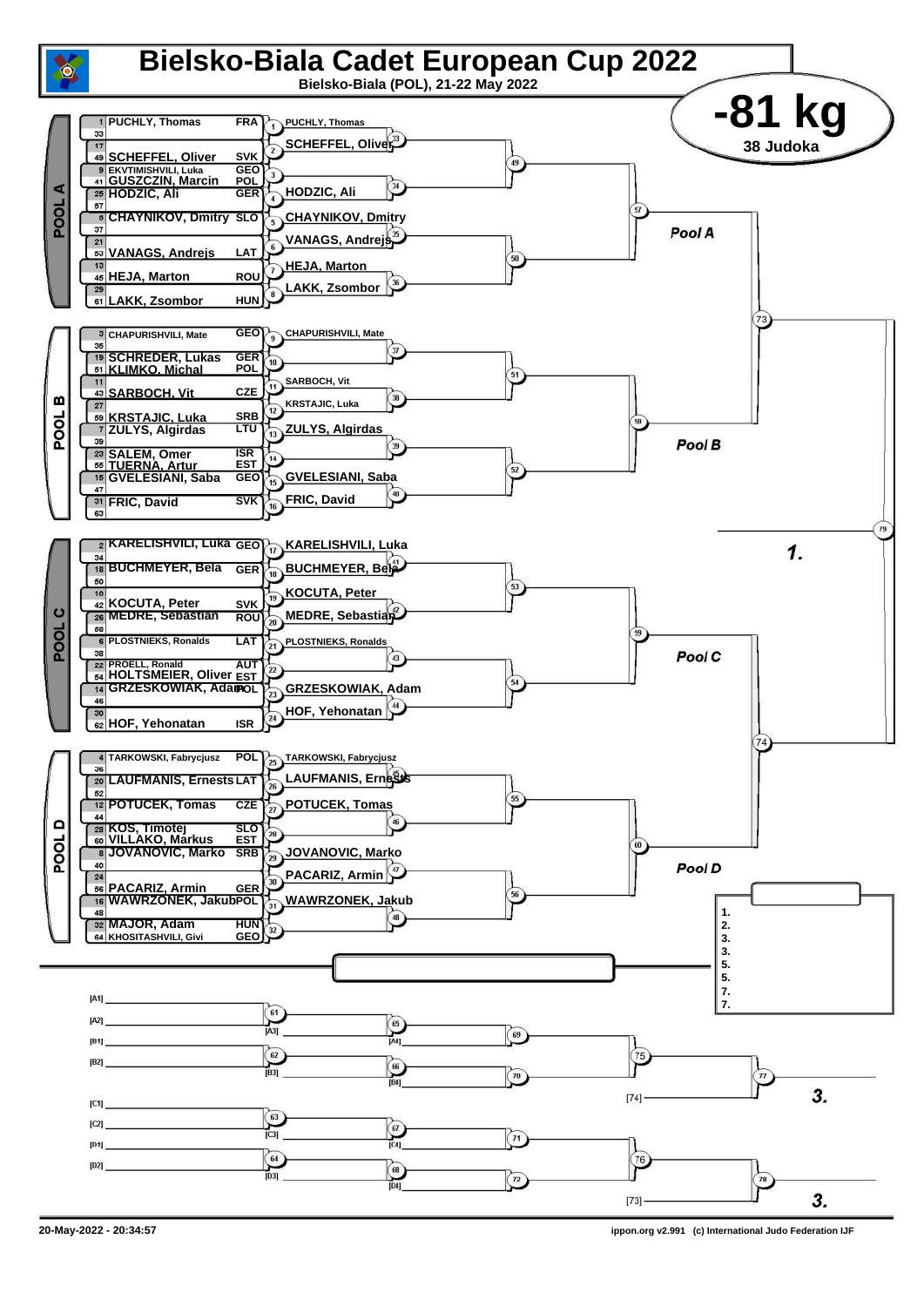# Bielsko-Biala Cadet European Cup 2022

Bielsko-Biala (POL), 21-22 May 2022

## -81 kg

38 Judoka

### POOL A

| Seed | Name | Country |
|---|---|---|
| 1 | PUCHLY, Thomas | FRA |
| 33 | | |
| 17 | | |
| 49 | SCHEFFEL, Oliver | SVK |
| 9 | EKVTIMISHVILI, Luka | GEO |
| 41 | GUSZCZIN, Marcin | POL |
| 25 | HODZIC, Ali | GER |
| 57 | | |
| 5 | CHAYNIKOV, Dmitry | SLO |
| 37 | | |
| 21 | | |
| 53 | VANAGS, Andrejs | LAT |
| 13 | | |
| 45 | HEJA, Marton | ROU |
| 29 | | |
| 61 | LAKK, Zsombor | HUN |

Round winners: 1 PUCHLY, Thomas; 2 SCHEFFEL, Oliver; 4 HODZIC, Ali; 5 CHAYNIKOV, Dmitry; 6 VANAGS, Andrejs; 7 HEJA, Marton; 8 LAKK, Zsombor

### POOL B

| Seed | Name | Country |
|---|---|---|
| 3 | CHAPURISHVILI, Mate | GEO |
| 35 | | |
| 19 | SCHREDER, Lukas | GER |
| 51 | KLIMKO, Michal | POL |
| 11 | | |
| 43 | SARBOCH, Vit | CZE |
| 27 | | |
| 59 | KRSTAJIC, Luka | SRB |
| 7 | ZULYS, Algirdas | LTU |
| 39 | | |
| 23 | SALEM, Omer | ISR |
| 55 | TUERNA, Artur | EST |
| 15 | GVELESIANI, Saba | GEO |
| 47 | | |
| 31 | FRIC, David | SVK |
| 63 | | |

Round winners: 9 CHAPURISHVILI, Mate; 11 SARBOCH, Vit; 12 KRSTAJIC, Luka; 13 ZULYS, Algirdas; 15 GVELESIANI, Saba; 16 FRIC, David

### POOL C

| Seed | Name | Country |
|---|---|---|
| 2 | KARELISHVILI, Luka | GEO |
| 34 | | |
| 18 | BUCHMEYER, Bela | GER |
| 50 | | |
| 10 | | |
| 42 | KOCUTA, Peter | SVK |
| 26 | MEDRE, Sebastian | ROU |
| 58 | | |
| 6 | PLOSTNIEKS, Ronalds | LAT |
| 38 | | |
| 22 | PROELL, Ronald | AUT |
| 54 | HOLTSMEIER, Oliver | EST |
| 14 | GRZESKOWIAK, Adam | POL |
| 46 | | |
| 30 | | |
| 62 | HOF, Yehonatan | ISR |

Round winners: 17 KARELISHVILI, Luka; 18 BUCHMEYER, Bela; 19 KOCUTA, Peter; 20 MEDRE, Sebastian; 21 PLOSTNIEKS, Ronalds; 23 GRZESKOWIAK, Adam; 24 HOF, Yehonatan

### POOL D

| Seed | Name | Country |
|---|---|---|
| 4 | TARKOWSKI, Fabrycjusz | POL |
| 36 | | |
| 20 | LAUFMANIS, Ernests | LAT |
| 52 | | |
| 12 | POTUCEK, Tomas | CZE |
| 44 | | |
| 28 | KOS, Timotej | SLO |
| 60 | VILLAKO, Markus | EST |
| 8 | JOVANOVIC, Marko | SRB |
| 40 | | |
| 24 | | |
| 56 | PACARIZ, Armin | GER |
| 16 | WAWRZONEK, Jakub | POL |
| 48 | | |
| 32 | MAJOR, Adam | HUN |
| 64 | KHOSITASHVILI, Givi | GEO |

Round winners: 25 TARKOWSKI, Fabrycjusz; 26 LAUFMANIS, Ernests; 27 POTUCEK, Tomas; 29 JOVANOVIC, Marko; 30 PACARIZ, Armin; 31 WAWRZONEK, Jakub

### Results

1.
2.
3.
3.
5.
5.
7.
7.

### Repechage

[A1], [A2], [B1], [B2], [C1], [C2], [D1], [D2], [A3], [A4], [B3], [B4], [C3], [C4], [D3], [D4], [74], [73]

3.
3.

20-May-2022 - 20:34:57 — ippon.org v2.991 (c) International Judo Federation IJF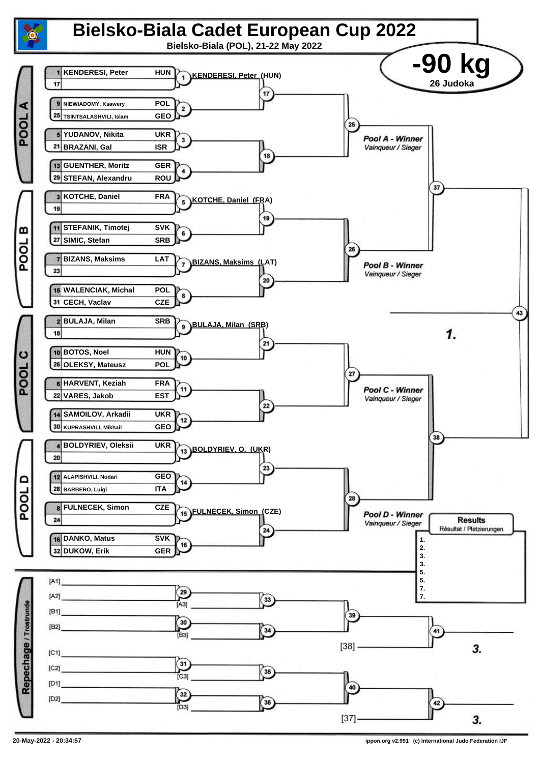# Bielsko-Biala Cadet European Cup 2022

**Bielsko-Biala (POL), 21-22 May 2022**

## -90 kg

**26 Judoka**

### POOL A

| Seed | Name | Country | Match | Winner |
|---|---|---|---|---|
| 1 | KENDERESI, Peter | HUN | 1 | KENDERESI, Peter (HUN) |
| 17 | | | | |
| 9 | NIEWIADOMY, Ksawery | POL | 2 | |
| 25 | TSINTSALASHVILI, Islam | GEO | | |
| 5 | YUDANOV, Nikita | UKR | 3 | |
| 21 | BRAZANI, Gal | ISR | | |
| 13 | GUENTHER, Moritz | GER | 4 | |
| 29 | STEFAN, Alexandru | ROU | | |

Matches 17, 18 → 25 — *Pool A - Winner* / *Vainqueur / Sieger*

### POOL B

| Seed | Name | Country | Match | Winner |
|---|---|---|---|---|
| 3 | KOTCHE, Daniel | FRA | 5 | KOTCHE, Daniel (FRA) |
| 19 | | | | |
| 11 | STEFANIK, Timotej | SVK | 6 | |
| 27 | SIMIC, Stefan | SRB | | |
| 7 | BIZANS, Maksims | LAT | 7 | BIZANS, Maksims (LAT) |
| 23 | | | | |
| 15 | WALENCIAK, Michal | POL | 8 | |
| 31 | CECH, Vaclav | CZE | | |

Matches 19, 20 → 26 — *Pool B - Winner* / *Vainqueur / Sieger*

Matches 25, 26 → 37

### POOL C

| Seed | Name | Country | Match | Winner |
|---|---|---|---|---|
| 2 | BULAJA, Milan | SRB | 9 | BULAJA, Milan (SRB) |
| 18 | | | | |
| 10 | BOTOS, Noel | HUN | 10 | |
| 26 | OLEKSY, Mateusz | POL | | |
| 6 | HARVENT, Keziah | FRA | 11 | |
| 22 | VARES, Jakob | EST | | |
| 14 | SAMOILOV, Arkadii | UKR | 12 | |
| 30 | KUPRASHVILI, Mikhail | GEO | | |

Matches 21, 22 → 27 — *Pool C - Winner* / *Vainqueur / Sieger*

### POOL D

| Seed | Name | Country | Match | Winner |
|---|---|---|---|---|
| 4 | BOLDYRIEV, Oleksii | UKR | 13 | BOLDYRIEV, O. (UKR) |
| 20 | | | | |
| 12 | ALAPISHVILI, Nodari | GEO | 14 | |
| 28 | BARBERO, Luigi | ITA | | |
| 8 | FULNECEK, Simon | CZE | 15 | FULNECEK, Simon (CZE) |
| 24 | | | | |
| 16 | DANKO, Matus | SVK | 16 | |
| 32 | DUKOW, Erik | GER | | |

Matches 23, 24 → 28 — *Pool D - Winner* / *Vainqueur / Sieger*

Matches 27, 28 → 38

Final: 37, 38 → 43 — **1.**

### Results / Résultat / Platzierungen

1.
2.
3.
3.
5.
5.
7.
7.

### Repechage / Trostrunde

- [A1], [A2] → 29; 29 vs [A3] → 33
- [B1], [B2] → 30; 30 vs [B3] → 34
- 33, 34 → 39; 39 vs [38] → 41 — **3.**
- [C1], [C2] → 31; 31 vs [C3] → 35
- [D1], [D2] → 32; 32 vs [D3] → 36
- 35, 36 → 40; 40 vs [37] → 42 — **3.**

20-May-2022 - 20:34:57

ippon.org v2.991 (c) International Judo Federation IJF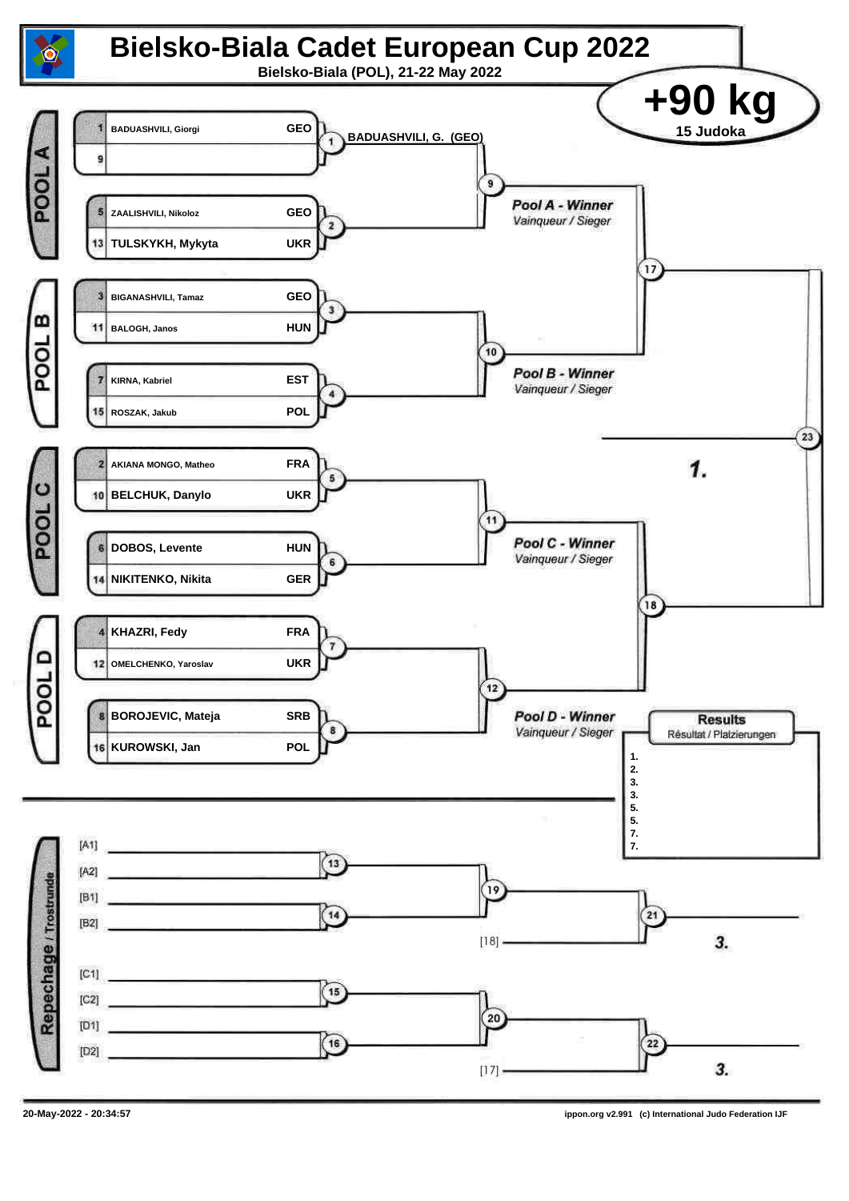# Bielsko-Biala Cadet European Cup 2022

**Bielsko-Biala (POL), 21-22 May 2022**

## +90 kg

15 Judoka

### POOL A

| Seed | Name | Country | Contest |
|---|---|---|---|
| 1 | BADUASHVILI, Giorgi | GEO | 1 |
| 9 | | | 1 |
| 5 | ZAALISHVILI, Nikoloz | GEO | 2 |
| 13 | TULSKYKH, Mykyta | UKR | 2 |

Contest 1: BADUASHVILI, G. (GEO)

Contest 9 → *Pool A - Winner* / Vainqueur / Sieger

### POOL B

| Seed | Name | Country | Contest |
|---|---|---|---|
| 3 | BIGANASHVILI, Tamaz | GEO | 3 |
| 11 | BALOGH, Janos | HUN | 3 |
| 7 | KIRNA, Kabriel | EST | 4 |
| 15 | ROSZAK, Jakub | POL | 4 |

Contest 10 → *Pool B - Winner* / Vainqueur / Sieger

Contest 17

### POOL C

| Seed | Name | Country | Contest |
|---|---|---|---|
| 2 | AKIANA MONGO, Matheo | FRA | 5 |
| 10 | BELCHUK, Danylo | UKR | 5 |
| 6 | DOBOS, Levente | HUN | 6 |
| 14 | NIKITENKO, Nikita | GER | 6 |

Contest 11 → *Pool C - Winner* / Vainqueur / Sieger

### POOL D

| Seed | Name | Country | Contest |
|---|---|---|---|
| 4 | KHAZRI, Fedy | FRA | 7 |
| 12 | OMELCHENKO, Yaroslav | UKR | 7 |
| 8 | BOROJEVIC, Mateja | SRB | 8 |
| 16 | KUROWSKI, Jan | POL | 8 |

Contest 12 → *Pool D - Winner* / Vainqueur / Sieger

Contest 18

Contest 23 → 1.

### Results

Résultat / Platzierungen

1.
2.
3.
3.
5.
5.
7.
7.

### Repechage / Trostrunde

- [A1] / [A2] → 13
- [B1] / [B2] → 14
- 13 / 14 → 19
- 19 / [18] → 21 → 3.
- [C1] / [C2] → 15
- [D1] / [D2] → 16
- 15 / 16 → 20
- 20 / [17] → 22 → 3.

20-May-2022 - 20:34:57

ippon.org v2.991 (c) International Judo Federation IJF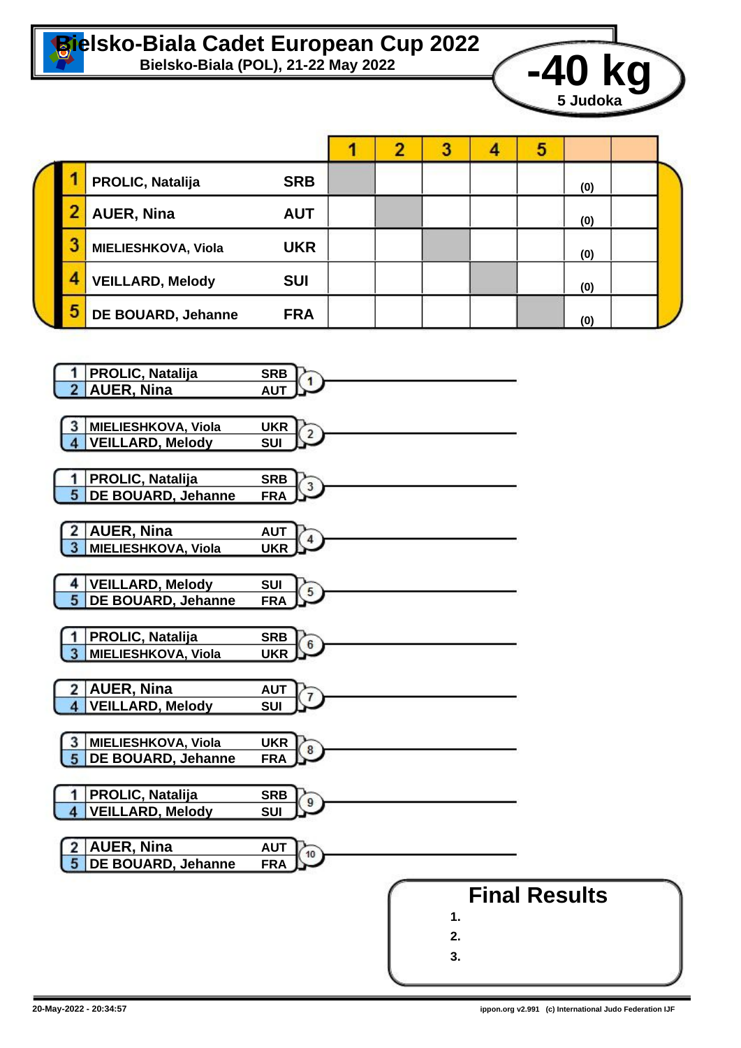# Bielsko-Biala Cadet European Cup 2022

**Bielsko-Biala (POL), 21-22 May 2022**

**-40 kg**
**5 Judoka**

| | Name | Country | 1 | 2 | 3 | 4 | 5 | | |
|---|---|---|---|---|---|---|---|---|---|
| 1 | PROLIC, Natalija | SRB | | | | | | (0) | |
| 2 | AUER, Nina | AUT | | | | | | (0) | |
| 3 | MIELIESHKOVA, Viola | UKR | | | | | | (0) | |
| 4 | VEILLARD, Melody | SUI | | | | | | (0) | |
| 5 | DE BOUARD, Jehanne | FRA | | | | | | (0) | |

| Contest | No. | Name | Country |
|---|---|---|---|
| 1 | 1 | PROLIC, Natalija | SRB |
| | 2 | AUER, Nina | AUT |
| 2 | 3 | MIELIESHKOVA, Viola | UKR |
| | 4 | VEILLARD, Melody | SUI |
| 3 | 1 | PROLIC, Natalija | SRB |
| | 5 | DE BOUARD, Jehanne | FRA |
| 4 | 2 | AUER, Nina | AUT |
| | 3 | MIELIESHKOVA, Viola | UKR |
| 5 | 4 | VEILLARD, Melody | SUI |
| | 5 | DE BOUARD, Jehanne | FRA |
| 6 | 1 | PROLIC, Natalija | SRB |
| | 3 | MIELIESHKOVA, Viola | UKR |
| 7 | 2 | AUER, Nina | AUT |
| | 4 | VEILLARD, Melody | SUI |
| 8 | 3 | MIELIESHKOVA, Viola | UKR |
| | 5 | DE BOUARD, Jehanne | FRA |
| 9 | 1 | PROLIC, Natalija | SRB |
| | 4 | VEILLARD, Melody | SUI |
| 10 | 2 | AUER, Nina | AUT |
| | 5 | DE BOUARD, Jehanne | FRA |

## Final Results

1.
2.
3.

20-May-2022 - 20:34:57

ippon.org v2.991 (c) International Judo Federation IJF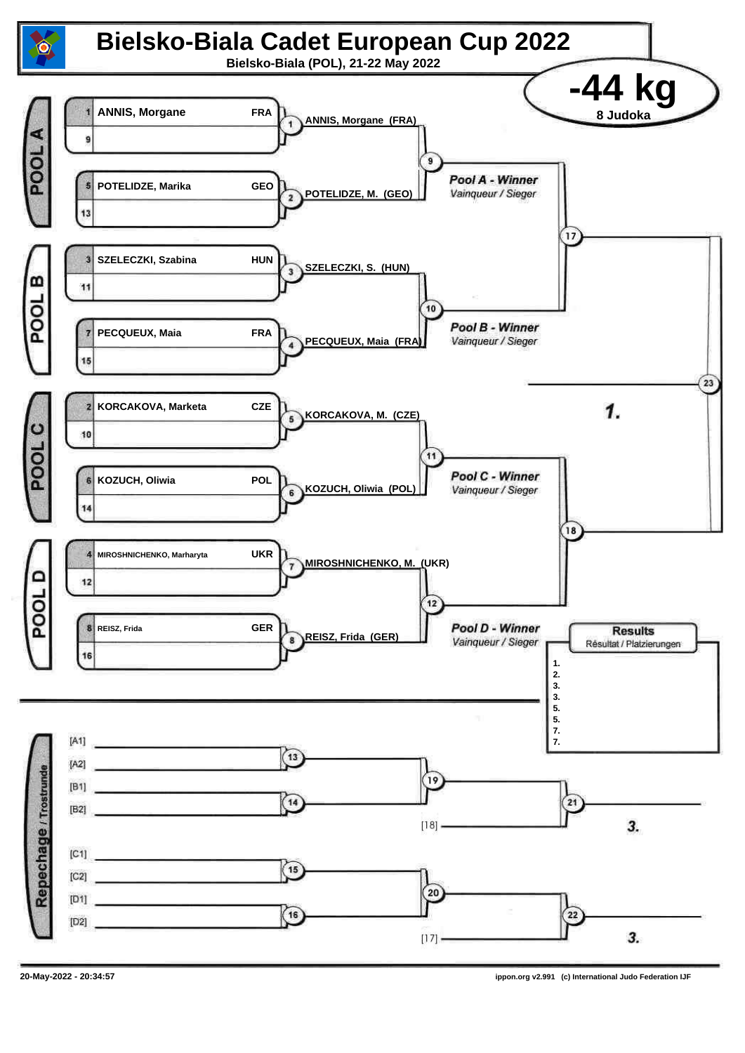# Bielsko-Biala Cadet European Cup 2022

**Bielsko-Biala (POL), 21-22 May 2022**

## -44 kg

**8 Judoka**

### POOL A

| Seed | Name | Country |
|---|---|---|
| 1 | ANNIS, Morgane | FRA |
| 9 | | |
| 5 | POTELIDZE, Marika | GEO |
| 13 | | |

- 1: ANNIS, Morgane (FRA)
- 2: POTELIDZE, M. (GEO)
- 9: *Pool A - Winner* / *Vainqueur / Sieger*

### POOL B

| Seed | Name | Country |
|---|---|---|
| 3 | SZELECZKI, Szabina | HUN |
| 11 | | |
| 7 | PECQUEUX, Maia | FRA |
| 15 | | |

- 3: SZELECZKI, S. (HUN)
- 4: PECQUEUX, Maia (FRA)
- 10: *Pool B - Winner* / *Vainqueur / Sieger*

### POOL C

| Seed | Name | Country |
|---|---|---|
| 2 | KORCAKOVA, Marketa | CZE |
| 10 | | |
| 6 | KOZUCH, Oliwia | POL |
| 14 | | |

- 5: KORCAKOVA, M. (CZE)
- 6: KOZUCH, Oliwia (POL)
- 11: *Pool C - Winner* / *Vainqueur / Sieger*

### POOL D

| Seed | Name | Country |
|---|---|---|
| 4 | MIROSHNICHENKO, Marharyta | UKR |
| 12 | | |
| 8 | REISZ, Frida | GER |
| 16 | | |

- 7: MIROSHNICHENKO, M. (UKR)
- 8: REISZ, Frida (GER)
- 12: *Pool D - Winner* / *Vainqueur / Sieger*

### Final

- 17, 18, 23
- 1.

### Results

Résultat / Platzierungen

1.
2.
3.
3.
5.
5.
7.
7.

### Repechage / Trostrunde

- [A1], [A2] → 13
- [B1], [B2] → 14
- 19
- [18] → 21 → 3.
- [C1], [C2] → 15
- [D1], [D2] → 16
- 20
- [17] → 22 → 3.

20-May-2022 - 20:34:57

ippon.org v2.991 (c) International Judo Federation IJF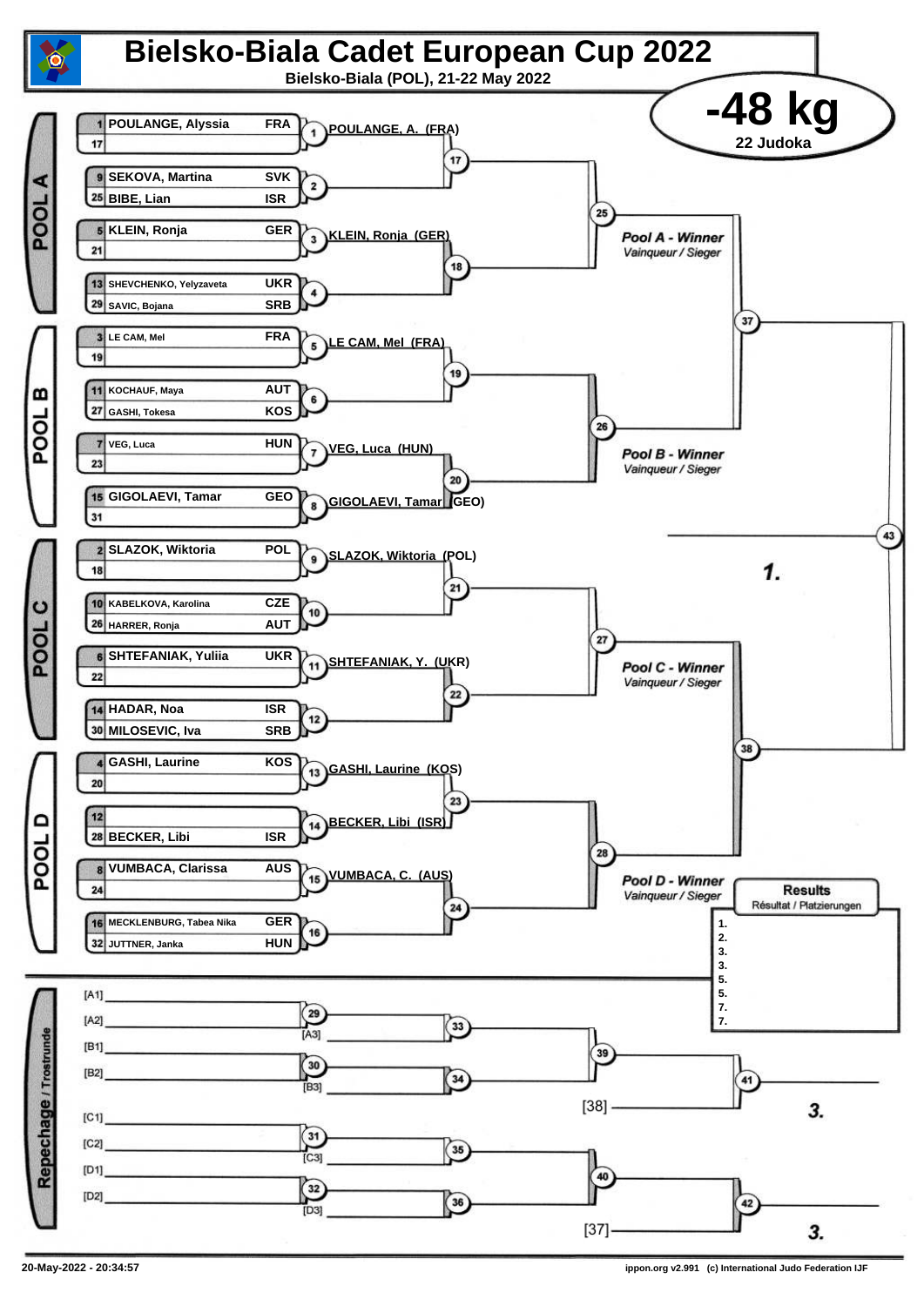# Bielsko-Biala Cadet European Cup 2022

**Bielsko-Biala (POL), 21-22 May 2022**

## -48 kg

**22 Judoka**

### POOL A

| Seed | Name | Country |
|---|---|---|
| 1 | POULANGE, Alyssia | FRA |
| 17 | | |
| 9 | SEKOVA, Martina | SVK |
| 25 | BIBE, Lian | ISR |
| 5 | KLEIN, Ronja | GER |
| 21 | | |
| 13 | SHEVCHENKO, Yelyzaveta | UKR |
| 29 | SAVIC, Bojana | SRB |

- 1: POULANGE, A. (FRA)
- 3: KLEIN, Ronja (GER)

*Pool A - Winner* / Vainqueur / Sieger

### POOL B

| Seed | Name | Country |
|---|---|---|
| 3 | LE CAM, Mel | FRA |
| 19 | | |
| 11 | KOCHAUF, Maya | AUT |
| 27 | GASHI, Tokesa | KOS |
| 7 | VEG, Luca | HUN |
| 23 | | |
| 15 | GIGOLAEVI, Tamar | GEO |
| 31 | | |

- 5: LE CAM, Mel (FRA)
- 7: VEG, Luca (HUN)
- 8: GIGOLAEVI, Tamar (GEO)

*Pool B - Winner* / Vainqueur / Sieger

### POOL C

| Seed | Name | Country |
|---|---|---|
| 2 | SLAZOK, Wiktoria | POL |
| 18 | | |
| 10 | KABELKOVA, Karolina | CZE |
| 26 | HARRER, Ronja | AUT |
| 6 | SHTEFANIAK, Yuliia | UKR |
| 22 | | |
| 14 | HADAR, Noa | ISR |
| 30 | MILOSEVIC, Iva | SRB |

- 9: SLAZOK, Wiktoria (POL)
- 11: SHTEFANIAK, Y. (UKR)

*Pool C - Winner* / Vainqueur / Sieger

### POOL D

| Seed | Name | Country |
|---|---|---|
| 4 | GASHI, Laurine | KOS |
| 20 | | |
| 12 | | |
| 28 | BECKER, Libi | ISR |
| 8 | VUMBACA, Clarissa | AUS |
| 24 | | |
| 16 | MECKLENBURG, Tabea Nika | GER |
| 32 | JUTTNER, Janka | HUN |

- 13: GASHI, Laurine (KOS)
- 14: BECKER, Libi (ISR)
- 15: VUMBACA, C. (AUS)

*Pool D - Winner* / Vainqueur / Sieger

### Final

43: 1.

### Results

Résultat / Platzierungen

1.
2.
3.
3.
5.
5.
7.
7.

### Repechage / Trostrunde

- [A1] / [A2] → 29; [A3] → 33
- [B1] / [B2] → 30; [B3] → 34
- 33 / 34 → 39; 39 / [38] → 41: 3.
- [C1] / [C2] → 31; [C3] → 35
- [D1] / [D2] → 32; [D3] → 36
- 35 / 36 → 40; 40 / [37] → 42: 3.

20-May-2022 - 20:34:57

ippon.org v2.991 (c) International Judo Federation IJF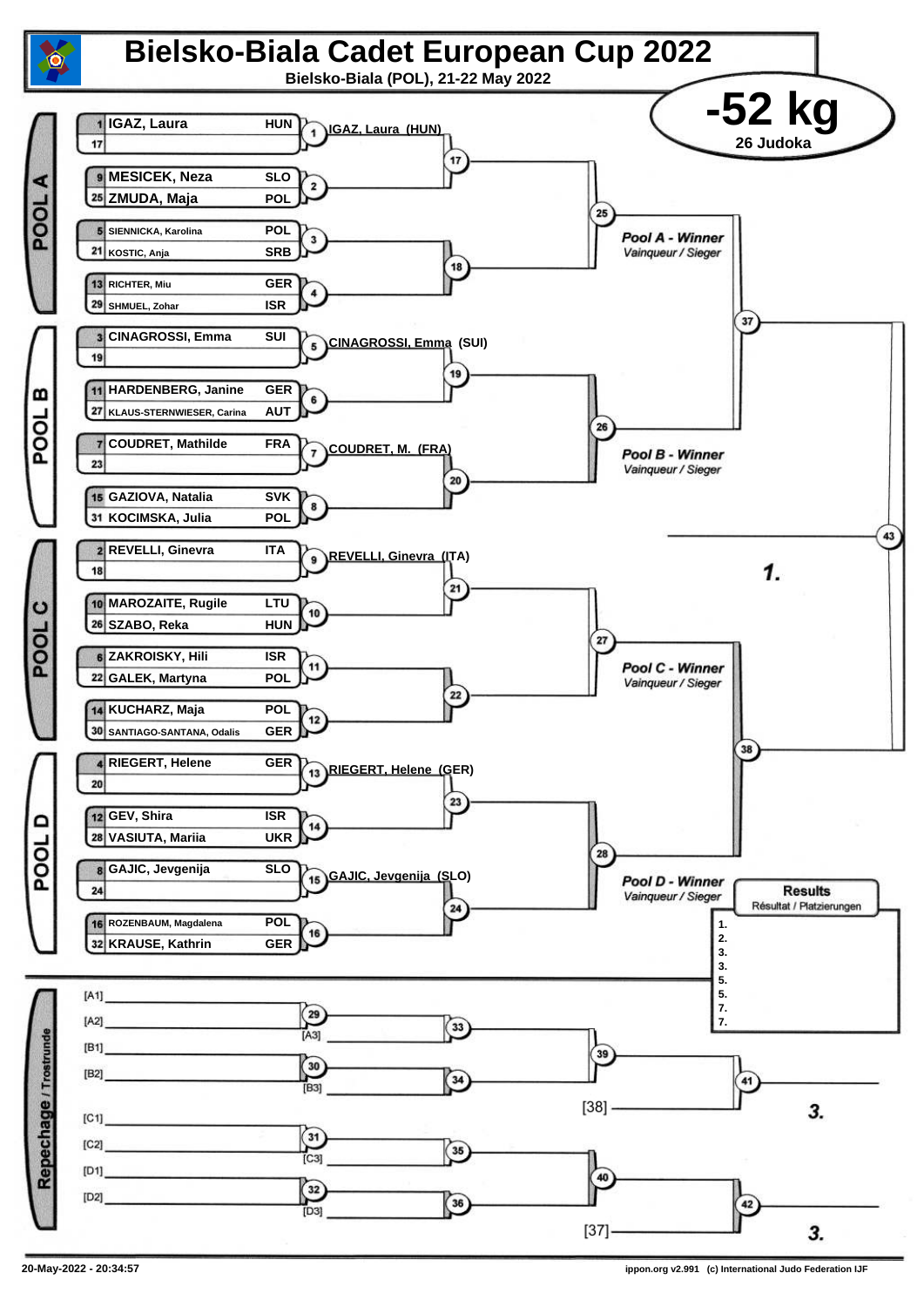# Bielsko-Biala Cadet European Cup 2022

**Bielsko-Biala (POL), 21-22 May 2022**

## -52 kg

**26 Judoka**

### POOL A

| Seed | Name | Country |
|---|---|---|
| 1 | IGAZ, Laura | HUN |
| 17 | | |
| 9 | MESICEK, Neza | SLO |
| 25 | ZMUDA, Maja | POL |
| 5 | SIENNICKA, Karolina | POL |
| 21 | KOSTIC, Anja | SRB |
| 13 | RICHTER, Miu | GER |
| 29 | SHMUEL, Zohar | ISR |

1: IGAZ, Laura (HUN)

*Pool A - Winner* / Vainqueur / Sieger

### POOL B

| Seed | Name | Country |
|---|---|---|
| 3 | CINAGROSSI, Emma | SUI |
| 19 | | |
| 11 | HARDENBERG, Janine | GER |
| 27 | KLAUS-STERNWIESER, Carina | AUT |
| 7 | COUDRET, Mathilde | FRA |
| 23 | | |
| 15 | GAZIOVA, Natalia | SVK |
| 31 | KOCIMSKA, Julia | POL |

5: CINAGROSSI, Emma (SUI)

7: COUDRET, M. (FRA)

*Pool B - Winner* / Vainqueur / Sieger

### POOL C

| Seed | Name | Country |
|---|---|---|
| 2 | REVELLI, Ginevra | ITA |
| 18 | | |
| 10 | MAROZAITE, Rugile | LTU |
| 26 | SZABO, Reka | HUN |
| 6 | ZAKROISKY, Hili | ISR |
| 22 | GALEK, Martyna | POL |
| 14 | KUCHARZ, Maja | POL |
| 30 | SANTIAGO-SANTANA, Odalis | GER |

9: REVELLI, Ginevra (ITA)

*Pool C - Winner* / Vainqueur / Sieger

### POOL D

| Seed | Name | Country |
|---|---|---|
| 4 | RIEGERT, Helene | GER |
| 20 | | |
| 12 | GEV, Shira | ISR |
| 28 | VASIUTA, Mariia | UKR |
| 8 | GAJIC, Jevgenija | SLO |
| 24 | | |
| 16 | ROZENBAUM, Magdalena | POL |
| 32 | KRAUSE, Kathrin | GER |

13: RIEGERT, Helene (GER)

15: GAJIC, Jevgenija (SLO)

*Pool D - Winner* / Vainqueur / Sieger

Final (43): 1.

### Repechage / Trostrunde

[A1], [A2] (29) vs [A3] (33); [B1], [B2] (30) vs [B3] (34); (39) vs [38] (41): 3.

[C1], [C2] (31) vs [C3] (35); [D1], [D2] (32) vs [D3] (36); (40) vs [37] (42): 3.

### Results

Résultat / Platzierungen

1.
2.
3.
3.
5.
5.
7.
7.

20-May-2022 - 20:34:57

ippon.org v2.991 (c) International Judo Federation IJF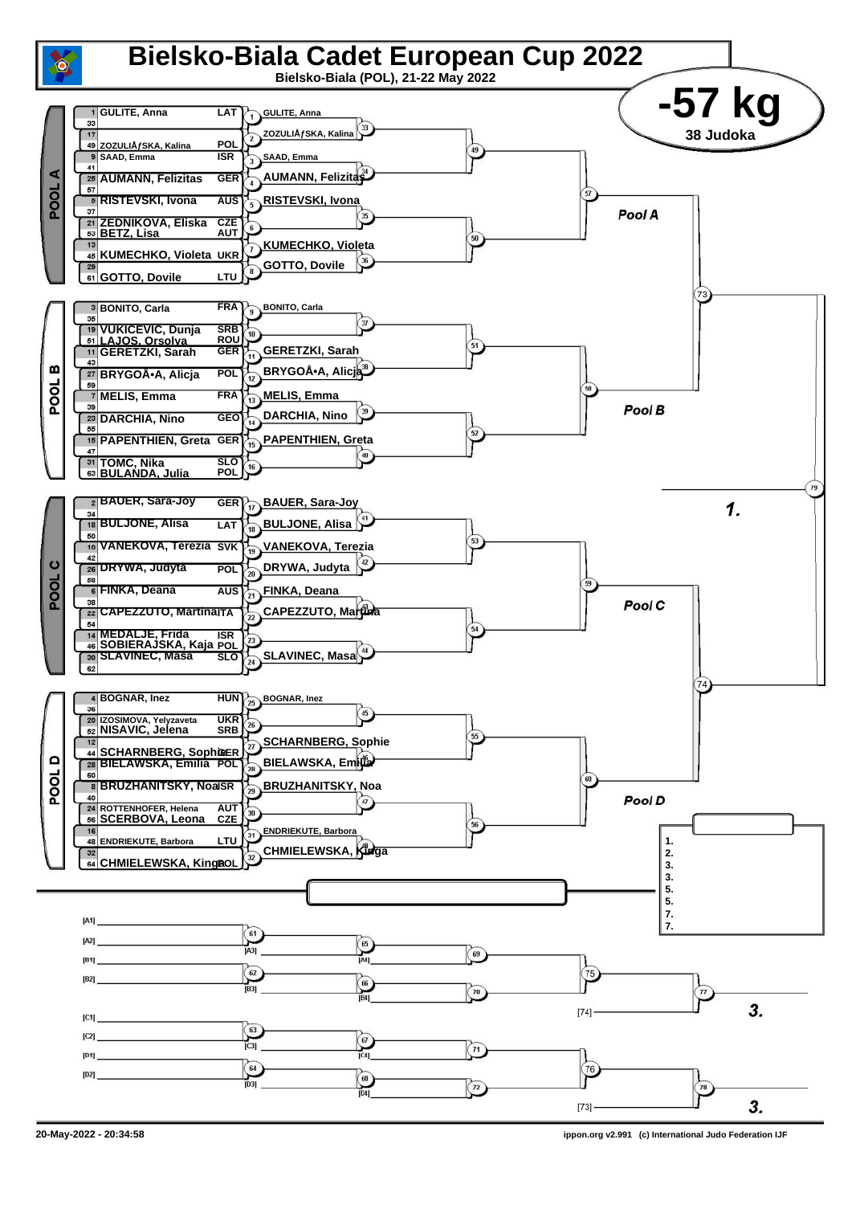# Bielsko-Biala Cadet European Cup 2022

Bielsko-Biala (POL), 21-22 May 2022

## -57 kg

38 Judoka

### POOL A

| Seed | Name | Country |
|---|---|---|
| 1 | GULITE, Anna | LAT |
| 33 | | |
| 17 | | |
| 49 | ZOZULIÅƒSKA, Kalina | POL |
| 9 | SAAD, Emma | ISR |
| 41 | | |
| 25 | AUMANN, Felizitas | GER |
| 57 | | |
| 5 | RISTEVSKI, Ivona | AUS |
| 37 | | |
| 21 | ZEDNIKOVA, Eliska | CZE |
| 53 | BETZ, Lisa | AUT |
| 13 | | |
| 45 | KUMECHKO, Violeta | UKR |
| 29 | | |
| 61 | GOTTO, Dovile | LTU |

Round 1 winners: (1) GULITE, Anna; (2) ZOZULIÅƒSKA, Kalina; (3) SAAD, Emma; (4) AUMANN, Felizitas; (5) RISTEVSKI, Ivona; (6) ; (7) KUMECHKO, Violeta; (8) GOTTO, Dovile

Pool A

### POOL B

| Seed | Name | Country |
|---|---|---|
| 3 | BONITO, Carla | FRA |
| 35 | | |
| 19 | VUKICEVIC, Dunja | SRB |
| 51 | LAJOS, Orsolya | ROU |
| 11 | GERETZKI, Sarah | GER |
| 43 | | |
| 27 | BRYGOÅ•A, Alicja | POL |
| 59 | | |
| 7 | MELIS, Emma | FRA |
| 39 | | |
| 23 | DARCHIA, Nino | GEO |
| 55 | | |
| 15 | PAPENTHIEN, Greta | GER |
| 47 | | |
| 31 | TOMC, Nika | SLO |
| 63 | BULANDA, Julia | POL |

Round 1 winners: (9) BONITO, Carla; (10) ; (11) GERETZKI, Sarah; (12) BRYGOÅ•A, Alicja; (13) MELIS, Emma; (14) DARCHIA, Nino; (15) PAPENTHIEN, Greta; (16)

Pool B

### POOL C

| Seed | Name | Country |
|---|---|---|
| 2 | BAUER, Sara-Joy | GER |
| 34 | | |
| 18 | BULJONE, Alisa | LAT |
| 50 | | |
| 10 | VANEKOVA, Terezia | SVK |
| 42 | | |
| 26 | DRYWA, Judyta | POL |
| 58 | | |
| 6 | FINKA, Deana | AUS |
| 38 | | |
| 22 | CAPEZZUTO, Martina | ITA |
| 54 | | |
| 14 | MEDALJE, Frida | ISR |
| 46 | SOBIERAJSKA, Kaja | POL |
| 30 | SLAVINEC, Masa | SLO |
| 62 | | |

Round 1 winners: (17) BAUER, Sara-Joy; (18) BULJONE, Alisa; (19) VANEKOVA, Terezia; (20) DRYWA, Judyta; (21) FINKA, Deana; (22) CAPEZZUTO, Martina; (23) ; (24) SLAVINEC, Masa

Pool C

### POOL D

| Seed | Name | Country |
|---|---|---|
| 4 | BOGNAR, Inez | HUN |
| 36 | | |
| 20 | IZOSIMOVA, Yelyzaveta | UKR |
| 52 | NISAVIC, Jelena | SRB |
| 12 | | |
| 44 | SCHARNBERG, Sophie | GER |
| 28 | BIELAWSKA, Emilia | POL |
| 60 | | |
| 8 | BRUZHANITSKY, Noa | ISR |
| 40 | | |
| 24 | ROTTENHOFER, Helena | AUT |
| 56 | SCERBOVA, Leona | CZE |
| 16 | | |
| 48 | ENDRIEKUTE, Barbora | LTU |
| 32 | | |
| 64 | CHMIELEWSKA, Kinga | POL |

Round 1 winners: (25) BOGNAR, Inez; (26) ; (27) SCHARNBERG, Sophie; (28) BIELAWSKA, Emilia; (29) BRUZHANITSKY, Noa; (30) ; (31) ENDRIEKUTE, Barbora; (32) CHMIELEWSKA, Kinga

Pool D

### Final

1.

### Results

1.
2.
3.
3.
5.
5.
7.
7.

### Repechage

[A1]
[A2]
[B1]
[B2]
[C1]
[C2]
[D1]
[D2]

[74] — 3.

[73] — 3.

20-May-2022 - 20:34:58

ippon.org v2.991 (c) International Judo Federation IJF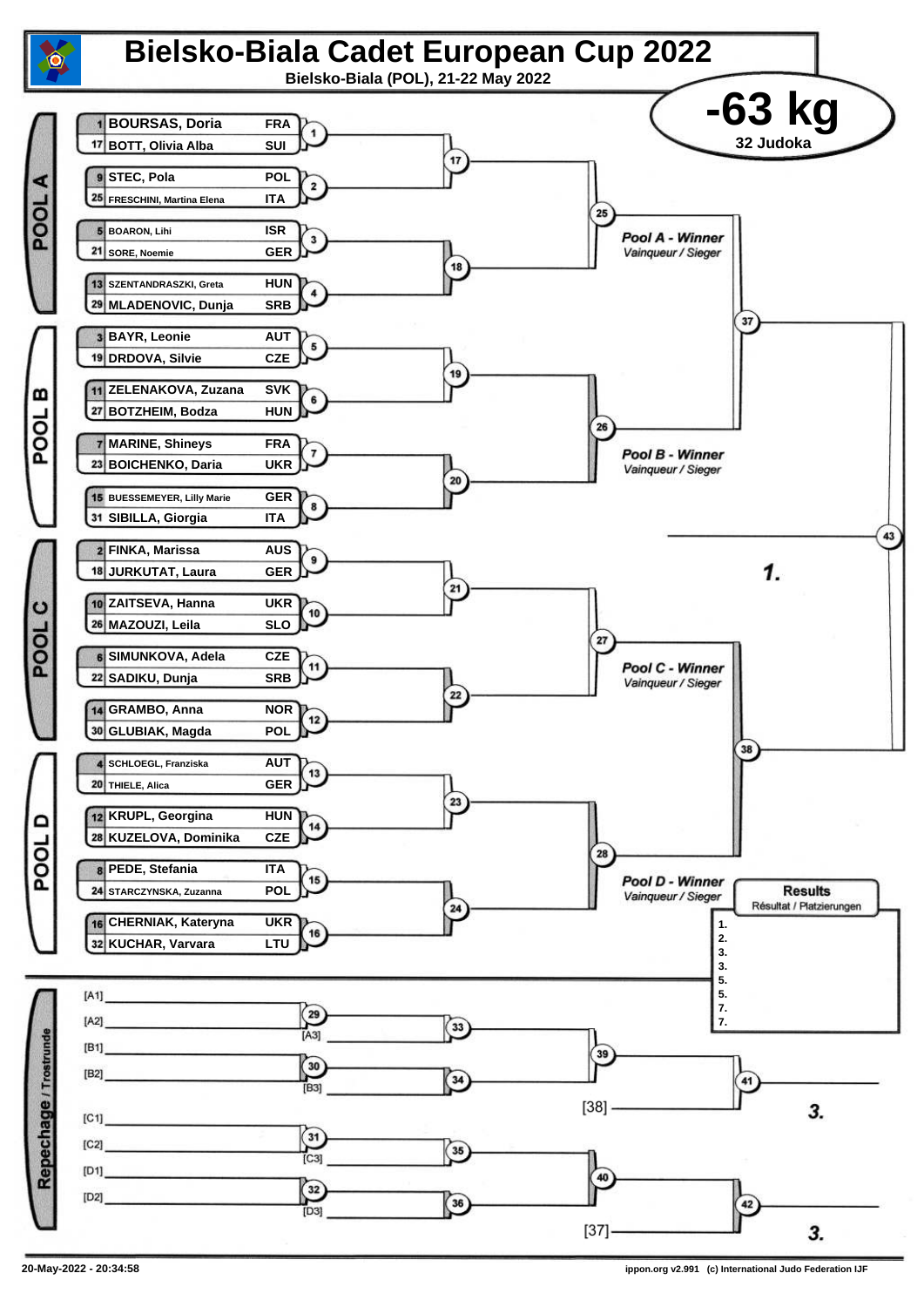# Bielsko-Biala Cadet European Cup 2022

**Bielsko-Biala (POL), 21-22 May 2022**

## -63 kg

**32 Judoka**

### POOL A

| Seed | Name | Nation | Contest |
|---|---|---|---|
| 1 | BOURSAS, Doria | FRA | 1 |
| 17 | BOTT, Olivia Alba | SUI | 1 |
| 9 | STEC, Pola | POL | 2 |
| 25 | FRESCHINI, Martina Elena | ITA | 2 |
| 5 | BOARON, Lihi | ISR | 3 |
| 21 | SORE, Noemie | GER | 3 |
| 13 | SZENTANDRASZKI, Greta | HUN | 4 |
| 29 | MLADENOVIC, Dunja | SRB | 4 |

Contests 17, 18 → 25 → **Pool A - Winner** *Vainqueur / Sieger*

### POOL B

| Seed | Name | Nation | Contest |
|---|---|---|---|
| 3 | BAYR, Leonie | AUT | 5 |
| 19 | DRDOVA, Silvie | CZE | 5 |
| 11 | ZELENAKOVA, Zuzana | SVK | 6 |
| 27 | BOTZHEIM, Bodza | HUN | 6 |
| 7 | MARINE, Shineys | FRA | 7 |
| 23 | BOICHENKO, Daria | UKR | 7 |
| 15 | BUESSEMEYER, Lilly Marie | GER | 8 |
| 31 | SIBILLA, Giorgia | ITA | 8 |

Contests 19, 20 → 26 → **Pool B - Winner** *Vainqueur / Sieger*

Contest 37 (Pool A / Pool B)

### POOL C

| Seed | Name | Nation | Contest |
|---|---|---|---|
| 2 | FINKA, Marissa | AUS | 9 |
| 18 | JURKUTAT, Laura | GER | 9 |
| 10 | ZAITSEVA, Hanna | UKR | 10 |
| 26 | MAZOUZI, Leila | SLO | 10 |
| 6 | SIMUNKOVA, Adela | CZE | 11 |
| 22 | SADIKU, Dunja | SRB | 11 |
| 14 | GRAMBO, Anna | NOR | 12 |
| 30 | GLUBIAK, Magda | POL | 12 |

Contests 21, 22 → 27 → **Pool C - Winner** *Vainqueur / Sieger*

### POOL D

| Seed | Name | Nation | Contest |
|---|---|---|---|
| 4 | SCHLOEGL, Franziska | AUT | 13 |
| 20 | THIELE, Alica | GER | 13 |
| 12 | KRUPL, Georgina | HUN | 14 |
| 28 | KUZELOVA, Dominika | CZE | 14 |
| 8 | PEDE, Stefania | ITA | 15 |
| 24 | STARCZYNSKA, Zuzanna | POL | 15 |
| 16 | CHERNIAK, Kateryna | UKR | 16 |
| 32 | KUCHAR, Varvara | LTU | 16 |

Contests 23, 24 → 28 → **Pool D - Winner** *Vainqueur / Sieger*

Contest 38 (Pool C / Pool D)

Final: Contest 43 → ***1.***

### Repechage / Trostrunde

- [A1] / [A2] → 29; [A3] → 33
- [B1] / [B2] → 30; [B3] → 34
- 33 / 34 → 39; 39 / [38] → 41 → ***3.***
- [C1] / [C2] → 31; [C3] → 35
- [D1] / [D2] → 32; [D3] → 36
- 35 / 36 → 40; 40 / [37] → 42 → ***3.***

### Results
*Résultat / Platzierungen*

1.
2.
3.
3.
5.
5.
7.
7.

20-May-2022 - 20:34:58

ippon.org v2.991 (c) International Judo Federation IJF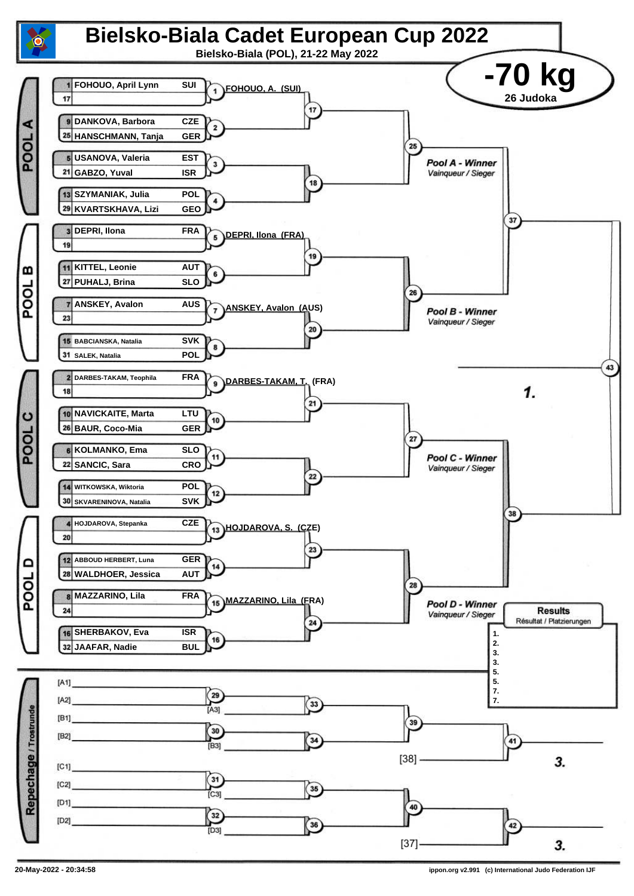# Bielsko-Biala Cadet European Cup 2022

**Bielsko-Biala (POL), 21-22 May 2022**

## -70 kg

**26 Judoka**

### POOL A

| Seed | Name | Country |
|---|---|---|
| 1 | FOHOUO, April Lynn | SUI |
| 17 | | |
| 9 | DANKOVA, Barbora | CZE |
| 25 | HANSCHMANN, Tanja | GER |
| 5 | USANOVA, Valeria | EST |
| 21 | GABZO, Yuval | ISR |
| 13 | SZYMANIAK, Julia | POL |
| 29 | KVARTSKHAVA, Lizi | GEO |

Contest 1: FOHOUO, A. (SUI)

Pool A - Winner / Vainqueur / Sieger

### POOL B

| Seed | Name | Country |
|---|---|---|
| 3 | DEPRI, Ilona | FRA |
| 19 | | |
| 11 | KITTEL, Leonie | AUT |
| 27 | PUHALJ, Brina | SLO |
| 7 | ANSKEY, Avalon | AUS |
| 23 | | |
| 15 | BABCIANSKA, Natalia | SVK |
| 31 | SALEK, Natalia | POL |

Contest 5: DEPRI, Ilona (FRA)

Contest 7: ANSKEY, Avalon (AUS)

Pool B - Winner / Vainqueur / Sieger

### POOL C

| Seed | Name | Country |
|---|---|---|
| 2 | DARBES-TAKAM, Teophila | FRA |
| 18 | | |
| 10 | NAVICKAITE, Marta | LTU |
| 26 | BAUR, Coco-Mia | GER |
| 6 | KOLMANKO, Ema | SLO |
| 22 | SANCIC, Sara | CRO |
| 14 | WITKOWSKA, Wiktoria | POL |
| 30 | SKVARENINOVA, Natalia | SVK |

Contest 9: DARBES-TAKAM, T. (FRA)

Pool C - Winner / Vainqueur / Sieger

### POOL D

| Seed | Name | Country |
|---|---|---|
| 4 | HOJDAROVA, Stepanka | CZE |
| 20 | | |
| 12 | ABBOUD HERBERT, Luna | GER |
| 28 | WALDHOER, Jessica | AUT |
| 8 | MAZZARINO, Lila | FRA |
| 24 | | |
| 16 | SHERBAKOV, Eva | ISR |
| 32 | JAAFAR, Nadie | BUL |

Contest 13: HOJDAROVA, S. (CZE)

Contest 15: MAZZARINO, Lila (FRA)

Pool D - Winner / Vainqueur / Sieger

Final (43): 1.

### Results / Résultat / Platzierungen

1.
2.
3.
3.
5.
5.
7.
7.

### Repechage / Trostrunde

[A1] [A2] (29) [A3] (33)

[B1] [B2] (30) [B3] (34)

(39) (41) [38] 3.

[C1] [C2] (31) [C3] (35)

[D1] [D2] (32) [D3] (36)

(40) (42) [37] 3.

20-May-2022 - 20:34:58

ippon.org v2.991 (c) International Judo Federation IJF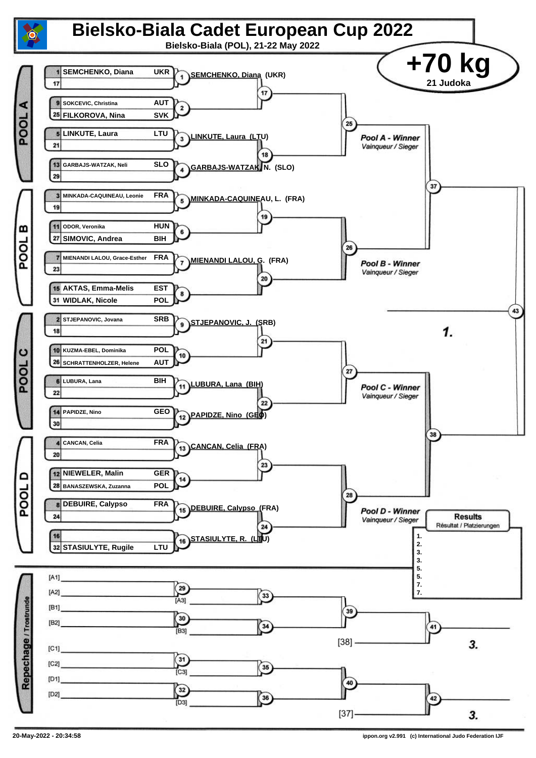# Bielsko-Biala Cadet European Cup 2022

**Bielsko-Biala (POL), 21-22 May 2022**

## +70 kg

**21 Judoka**

### POOL A

| Seed | Name | Country | Match | Winner |
|---|---|---|---|---|
| 1 | SEMCHENKO, Diana | UKR | 1 | SEMCHENKO, Diana (UKR) |
| 17 | | | | |
| 9 | SOKCEVIC, Christina | AUT | 2 | |
| 25 | FILKOROVA, Nina | SVK | | |
| 5 | LINKUTE, Laura | LTU | 3 | LINKUTE, Laura (LTU) |
| 21 | | | | |
| 13 | GARBAJS-WATZAK, Neli | SLO | 4 | GARBAJS-WATZAK, N. (SLO) |
| 29 | | | | |

Matches 17, 18 → 25 — Pool A - Winner / *Vainqueur / Sieger*

### POOL B

| Seed | Name | Country | Match | Winner |
|---|---|---|---|---|
| 3 | MINKADA-CAQUINEAU, Leonie | FRA | 5 | MINKADA-CAQUINEAU, L. (FRA) |
| 19 | | | | |
| 11 | ODOR, Veronika | HUN | 6 | |
| 27 | SIMOVIC, Andrea | BIH | | |
| 7 | MIENANDI LALOU, Grace-Esther | FRA | 7 | MIENANDI LALOU, G. (FRA) |
| 23 | | | | |
| 15 | AKTAS, Emma-Melis | EST | 8 | |
| 31 | WIDLAK, Nicole | POL | | |

Matches 19, 20 → 26 — Pool B - Winner / *Vainqueur / Sieger*

Matches 25, 26 → 37

### POOL C

| Seed | Name | Country | Match | Winner |
|---|---|---|---|---|
| 2 | STJEPANOVIC, Jovana | SRB | 9 | STJEPANOVIC, J. (SRB) |
| 18 | | | | |
| 10 | KUZMA-EBEL, Dominika | POL | 10 | |
| 26 | SCHRATTENHOLZER, Helene | AUT | | |
| 6 | LUBURA, Lana | BIH | 11 | LUBURA, Lana (BIH) |
| 22 | | | | |
| 14 | PAPIDZE, Nino | GEO | 12 | PAPIDZE, Nino (GEO) |
| 30 | | | | |

Matches 21, 22 → 27 — Pool C - Winner / *Vainqueur / Sieger*

### POOL D

| Seed | Name | Country | Match | Winner |
|---|---|---|---|---|
| 4 | CANCAN, Celia | FRA | 13 | CANCAN, Celia (FRA) |
| 20 | | | | |
| 12 | NIEWELER, Malin | GER | 14 | |
| 28 | BANASZEWSKA, Zuzanna | POL | | |
| 8 | DEBUIRE, Calypso | FRA | 15 | DEBUIRE, Calypso (FRA) |
| 24 | | | | |
| 16 | | | 16 | STASIULYTE, R. (LTU) |
| 32 | STASIULYTE, Rugile | LTU | | |

Matches 23, 24 → 28 — Pool D - Winner / *Vainqueur / Sieger*

Matches 27, 28 → 38

Matches 37, 38 → 43 — **1.**

### Repechage / Trostrunde

[A1], [A2] → 29; [A3] → 33
[B1], [B2] → 30; [B3] → 34
33, 34 → 39; [38] → 41 — **3.**

[C1], [C2] → 31; [C3] → 35
[D1], [D2] → 32; [D3] → 36
35, 36 → 40; [37] → 42 — **3.**

### Results / *Résultat / Platzierungen*

1.
2.
3.
3.
5.
5.
7.
7.

20-May-2022 - 20:34:58

ippon.org v2.991 (c) International Judo Federation IJF